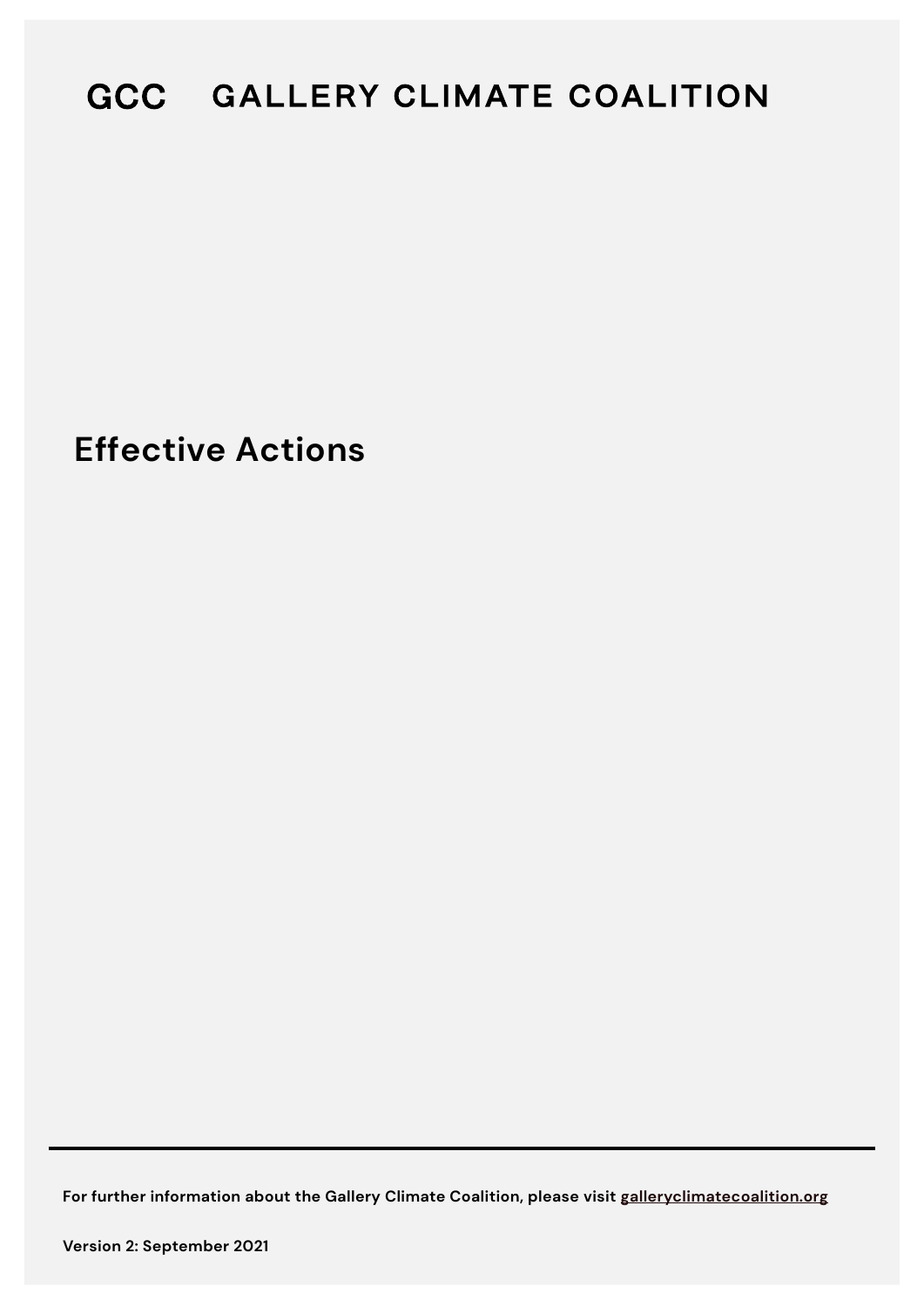GCC GALLERY CLIMATE COALITION

# Effective Actions

---

**For further information about the Gallery Climate Coalition, please visit [galleryclimatecoalition.org](https://galleryclimatecoalition.org)**

**Version 2: September 2021**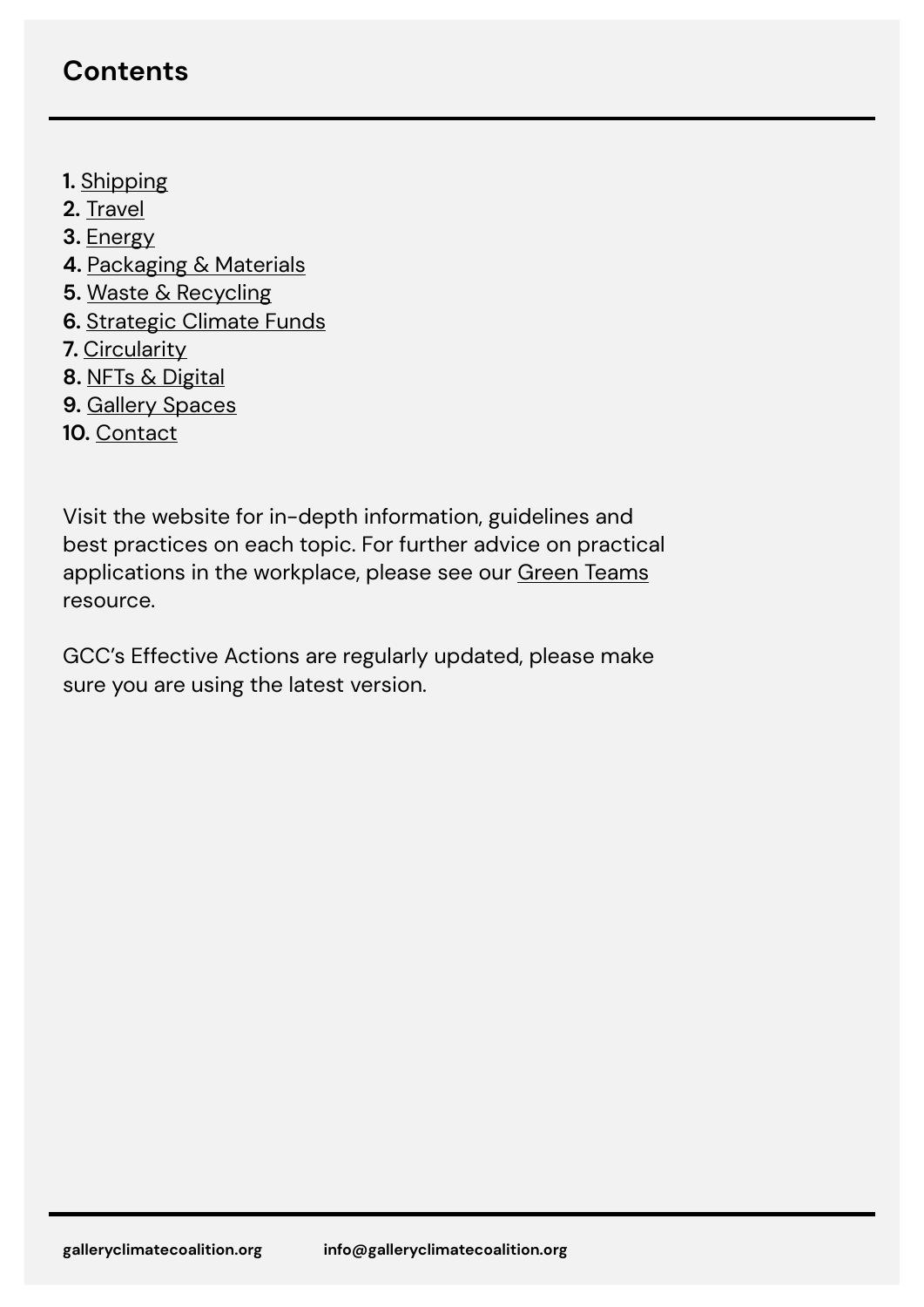## Contents

**1.** Shipping
**2.** Travel
**3.** Energy
**4.** Packaging & Materials
**5.** Waste & Recycling
**6.** Strategic Climate Funds
**7.** Circularity
**8.** NFTs & Digital
**9.** Gallery Spaces
**10.** Contact

Visit the website for in-depth information, guidelines and best practices on each topic. For further advice on practical applications in the workplace, please see our Green Teams resource.

GCC's Effective Actions are regularly updated, please make sure you are using the latest version.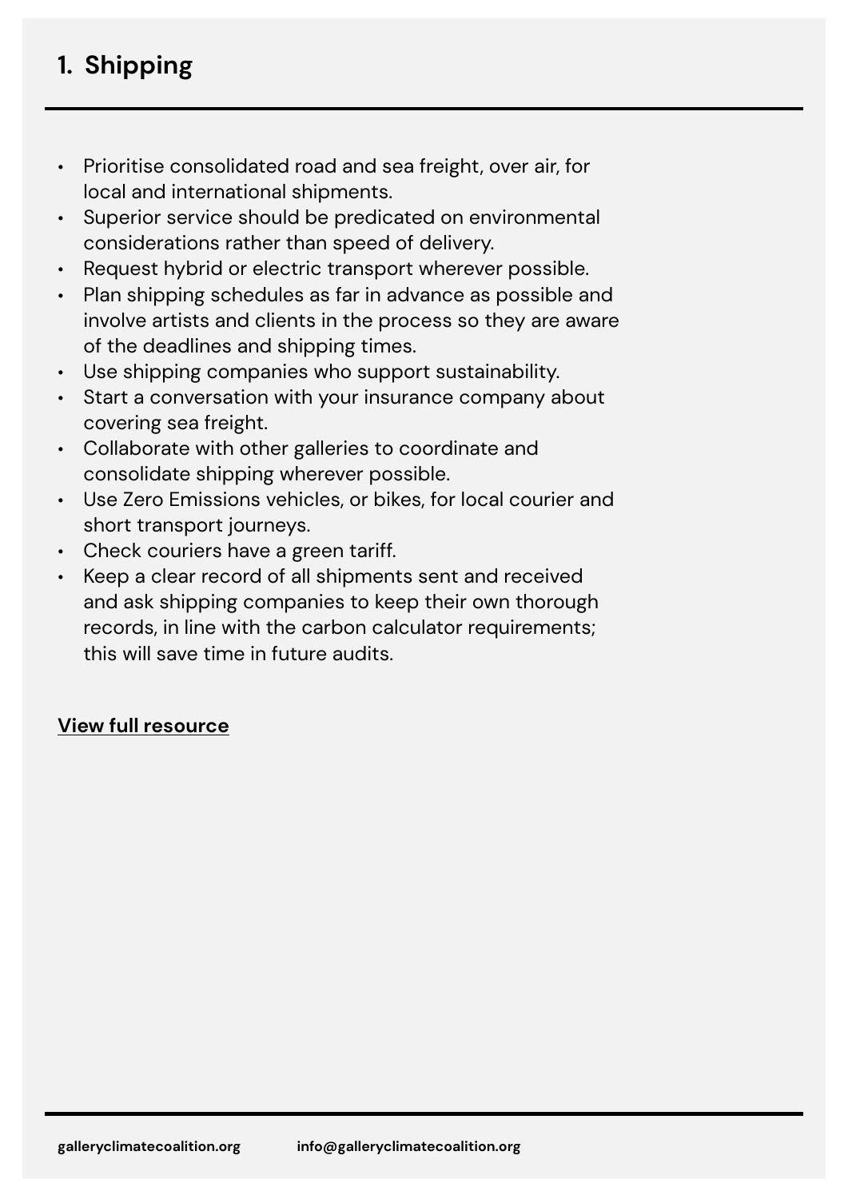## 1. Shipping

- Prioritise consolidated road and sea freight, over air, for local and international shipments.
- Superior service should be predicated on environmental considerations rather than speed of delivery.
- Request hybrid or electric transport wherever possible.
- Plan shipping schedules as far in advance as possible and involve artists and clients in the process so they are aware of the deadlines and shipping times.
- Use shipping companies who support sustainability.
- Start a conversation with your insurance company about covering sea freight.
- Collaborate with other galleries to coordinate and consolidate shipping wherever possible.
- Use Zero Emissions vehicles, or bikes, for local courier and short transport journeys.
- Check couriers have a green tariff.
- Keep a clear record of all shipments sent and received and ask shipping companies to keep their own thorough records, in line with the carbon calculator requirements; this will save time in future audits.

**View full resource**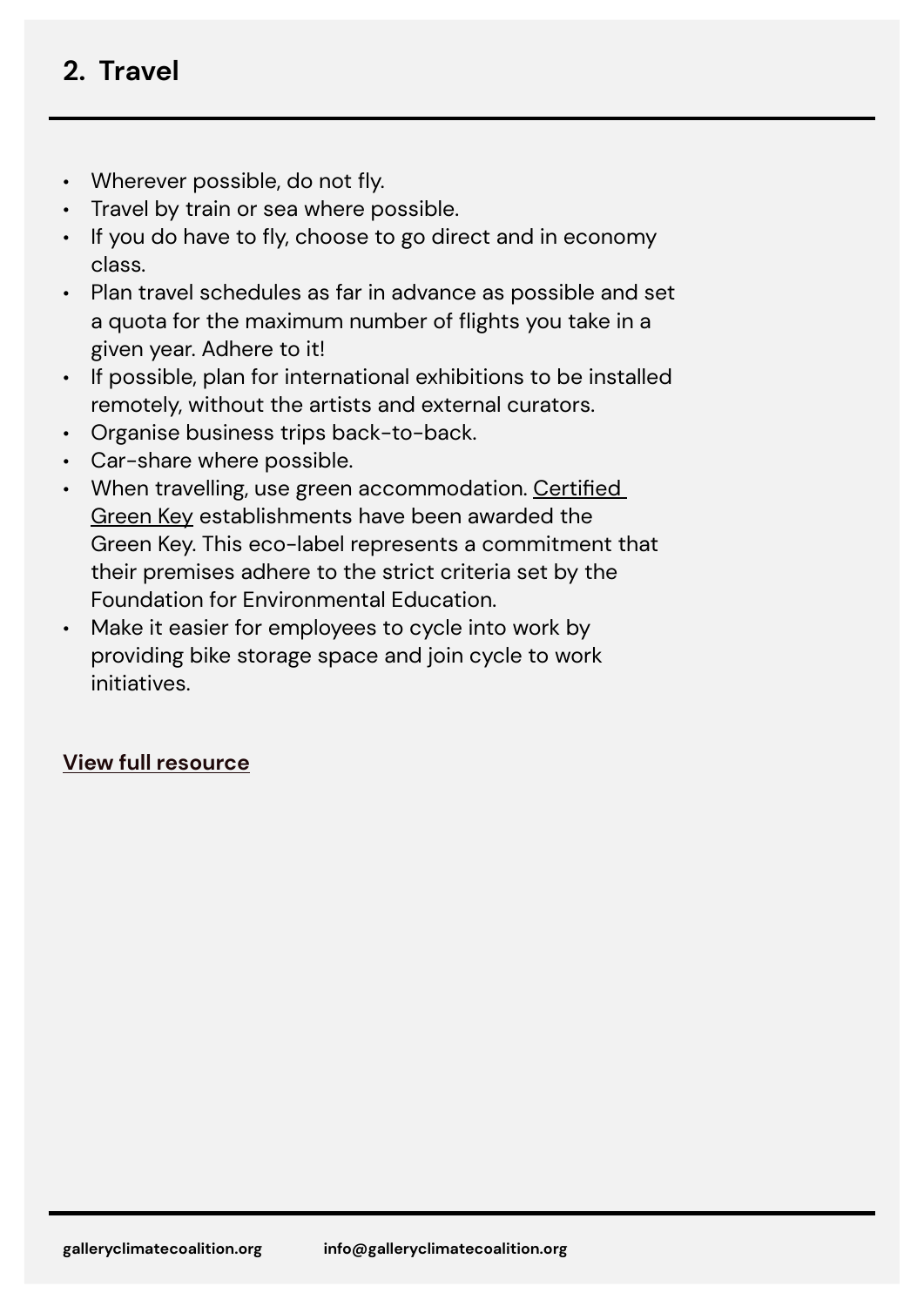## 2. Travel

- Wherever possible, do not fly.
- Travel by train or sea where possible.
- If you do have to fly, choose to go direct and in economy class.
- Plan travel schedules as far in advance as possible and set a quota for the maximum number of flights you take in a given year. Adhere to it!
- If possible, plan for international exhibitions to be installed remotely, without the artists and external curators.
- Organise business trips back-to-back.
- Car-share where possible.
- When travelling, use green accommodation. Certified Green Key establishments have been awarded the Green Key. This eco-label represents a commitment that their premises adhere to the strict criteria set by the Foundation for Environmental Education.
- Make it easier for employees to cycle into work by providing bike storage space and join cycle to work initiatives.

**View full resource**

galleryclimatecoalition.org info@galleryclimatecoalition.org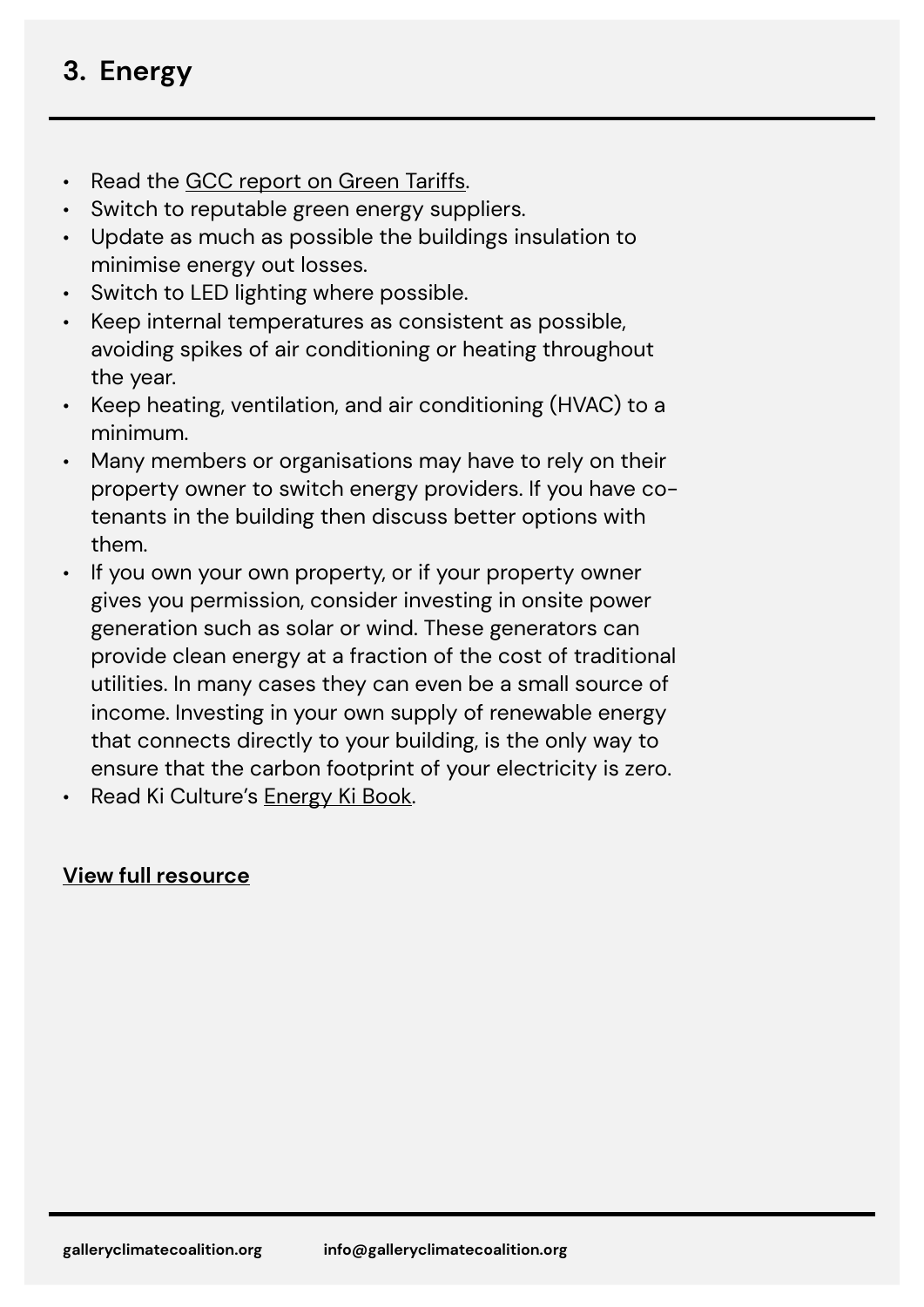## 3. Energy

- Read the GCC report on Green Tariffs.
- Switch to reputable green energy suppliers.
- Update as much as possible the buildings insulation to minimise energy out losses.
- Switch to LED lighting where possible.
- Keep internal temperatures as consistent as possible, avoiding spikes of air conditioning or heating throughout the year.
- Keep heating, ventilation, and air conditioning (HVAC) to a minimum.
- Many members or organisations may have to rely on their property owner to switch energy providers. If you have co-tenants in the building then discuss better options with them.
- If you own your own property, or if your property owner gives you permission, consider investing in onsite power generation such as solar or wind. These generators can provide clean energy at a fraction of the cost of traditional utilities. In many cases they can even be a small source of income. Investing in your own supply of renewable energy that connects directly to your building, is the only way to ensure that the carbon footprint of your electricity is zero.
- Read Ki Culture's Energy Ki Book.

**View full resource**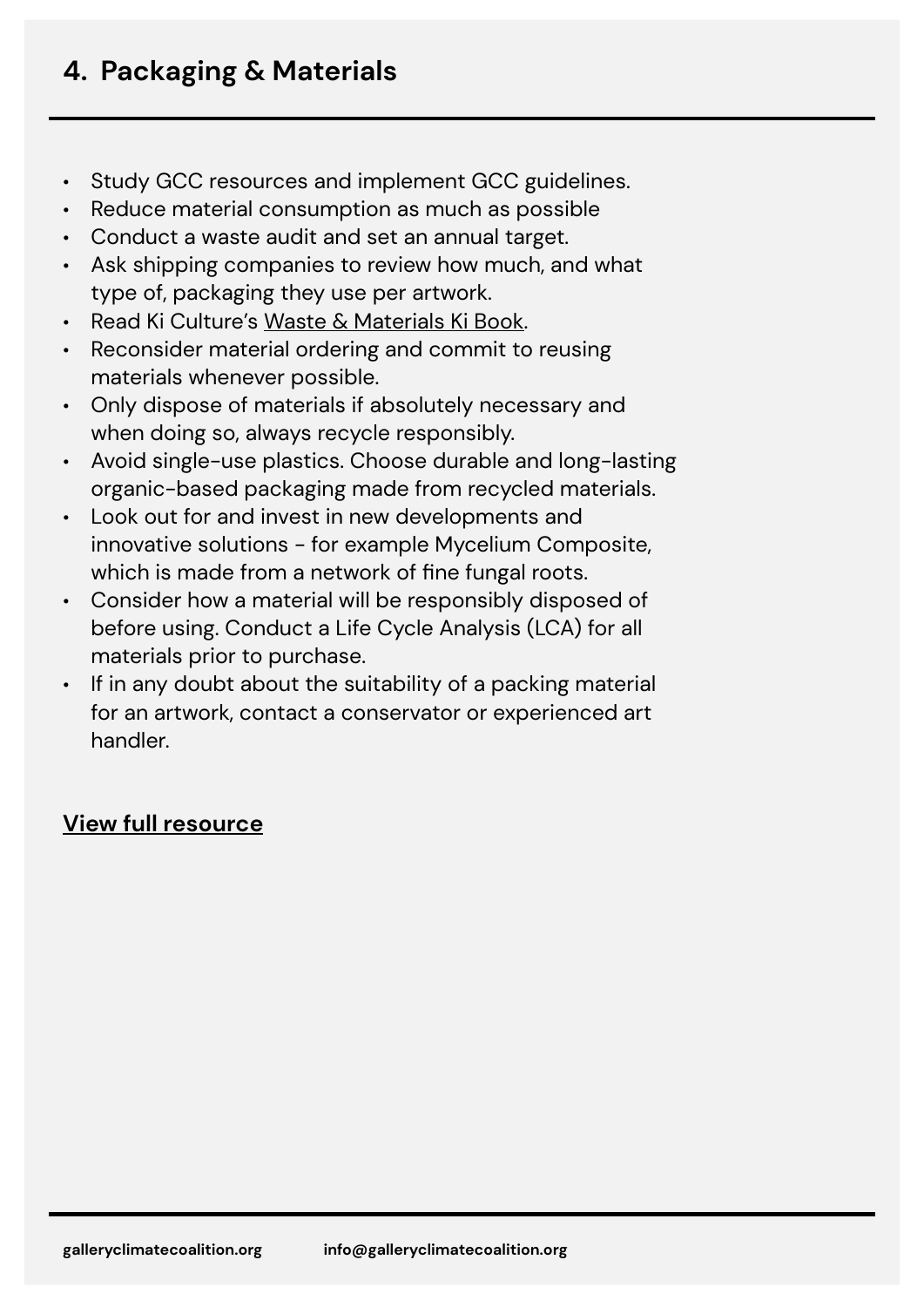## 4. Packaging & Materials

- Study GCC resources and implement GCC guidelines.
- Reduce material consumption as much as possible
- Conduct a waste audit and set an annual target.
- Ask shipping companies to review how much, and what type of, packaging they use per artwork.
- Read Ki Culture's Waste & Materials Ki Book.
- Reconsider material ordering and commit to reusing materials whenever possible.
- Only dispose of materials if absolutely necessary and when doing so, always recycle responsibly.
- Avoid single-use plastics. Choose durable and long-lasting organic-based packaging made from recycled materials.
- Look out for and invest in new developments and innovative solutions - for example Mycelium Composite, which is made from a network of fine fungal roots.
- Consider how a material will be responsibly disposed of before using. Conduct a Life Cycle Analysis (LCA) for all materials prior to purchase.
- If in any doubt about the suitability of a packing material for an artwork, contact a conservator or experienced art handler.

**View full resource**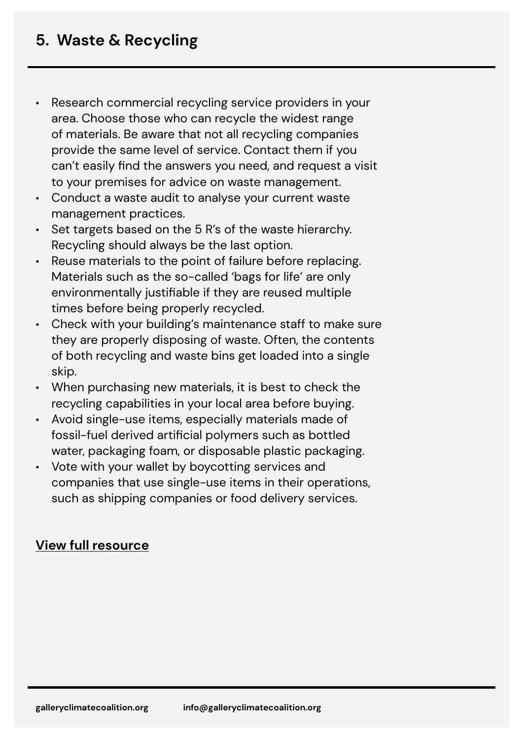## 5. Waste & Recycling

- Research commercial recycling service providers in your area. Choose those who can recycle the widest range of materials. Be aware that not all recycling companies provide the same level of service. Contact them if you can't easily find the answers you need, and request a visit to your premises for advice on waste management.
- Conduct a waste audit to analyse your current waste management practices.
- Set targets based on the 5 R's of the waste hierarchy. Recycling should always be the last option.
- Reuse materials to the point of failure before replacing. Materials such as the so-called 'bags for life' are only environmentally justifiable if they are reused multiple times before being properly recycled.
- Check with your building's maintenance staff to make sure they are properly disposing of waste. Often, the contents of both recycling and waste bins get loaded into a single skip.
- When purchasing new materials, it is best to check the recycling capabilities in your local area before buying.
- Avoid single-use items, especially materials made of fossil-fuel derived artificial polymers such as bottled water, packaging foam, or disposable plastic packaging.
- Vote with your wallet by boycotting services and companies that use single-use items in their operations, such as shipping companies or food delivery services.

**View full resource**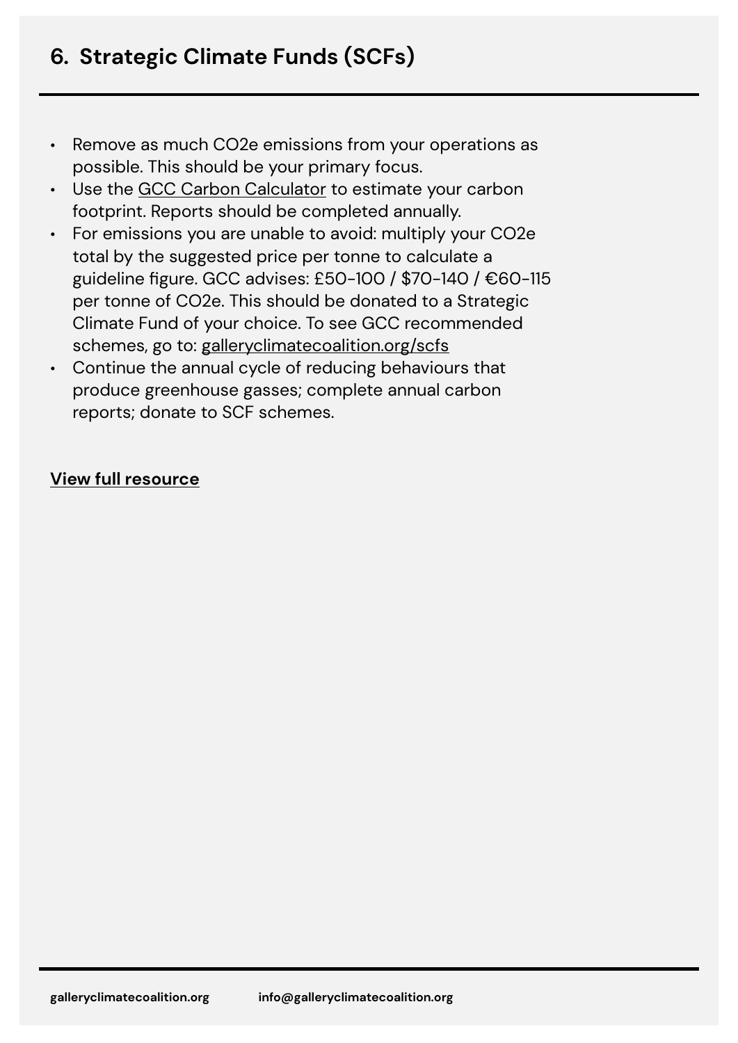## 6. Strategic Climate Funds (SCFs)

- Remove as much $CO_2e$ emissions from your operations as possible. This should be your primary focus.
- Use the GCC Carbon Calculator to estimate your carbon footprint. Reports should be completed annually.
- For emissions you are unable to avoid: multiply your $CO_2e$ total by the suggested price per tonne to calculate a guideline figure. GCC advises: £50-100 / $70-140 / €60-115 per tonne of $CO_2e$. This should be donated to a Strategic Climate Fund of your choice. To see GCC recommended schemes, go to: galleryclimatecoalition.org/scfs
- Continue the annual cycle of reducing behaviours that produce greenhouse gasses; complete annual carbon reports; donate to SCF schemes.

**View full resource**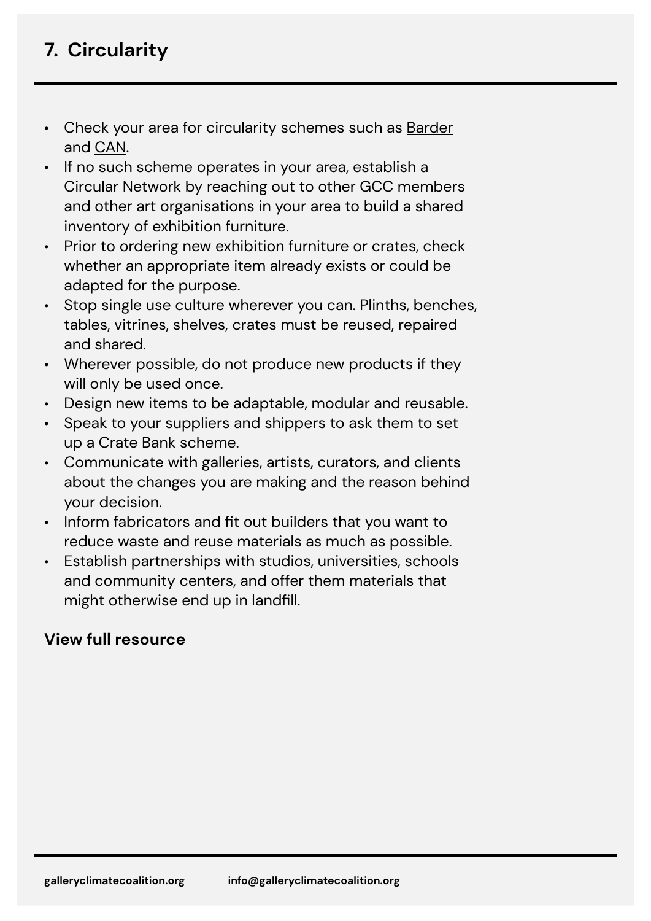## 7. Circularity

- Check your area for circularity schemes such as Barder and CAN.
- If no such scheme operates in your area, establish a Circular Network by reaching out to other GCC members and other art organisations in your area to build a shared inventory of exhibition furniture.
- Prior to ordering new exhibition furniture or crates, check whether an appropriate item already exists or could be adapted for the purpose.
- Stop single use culture wherever you can. Plinths, benches, tables, vitrines, shelves, crates must be reused, repaired and shared.
- Wherever possible, do not produce new products if they will only be used once.
- Design new items to be adaptable, modular and reusable.
- Speak to your suppliers and shippers to ask them to set up a Crate Bank scheme.
- Communicate with galleries, artists, curators, and clients about the changes you are making and the reason behind your decision.
- Inform fabricators and fit out builders that you want to reduce waste and reuse materials as much as possible.
- Establish partnerships with studios, universities, schools and community centers, and offer them materials that might otherwise end up in landfill.

**View full resource**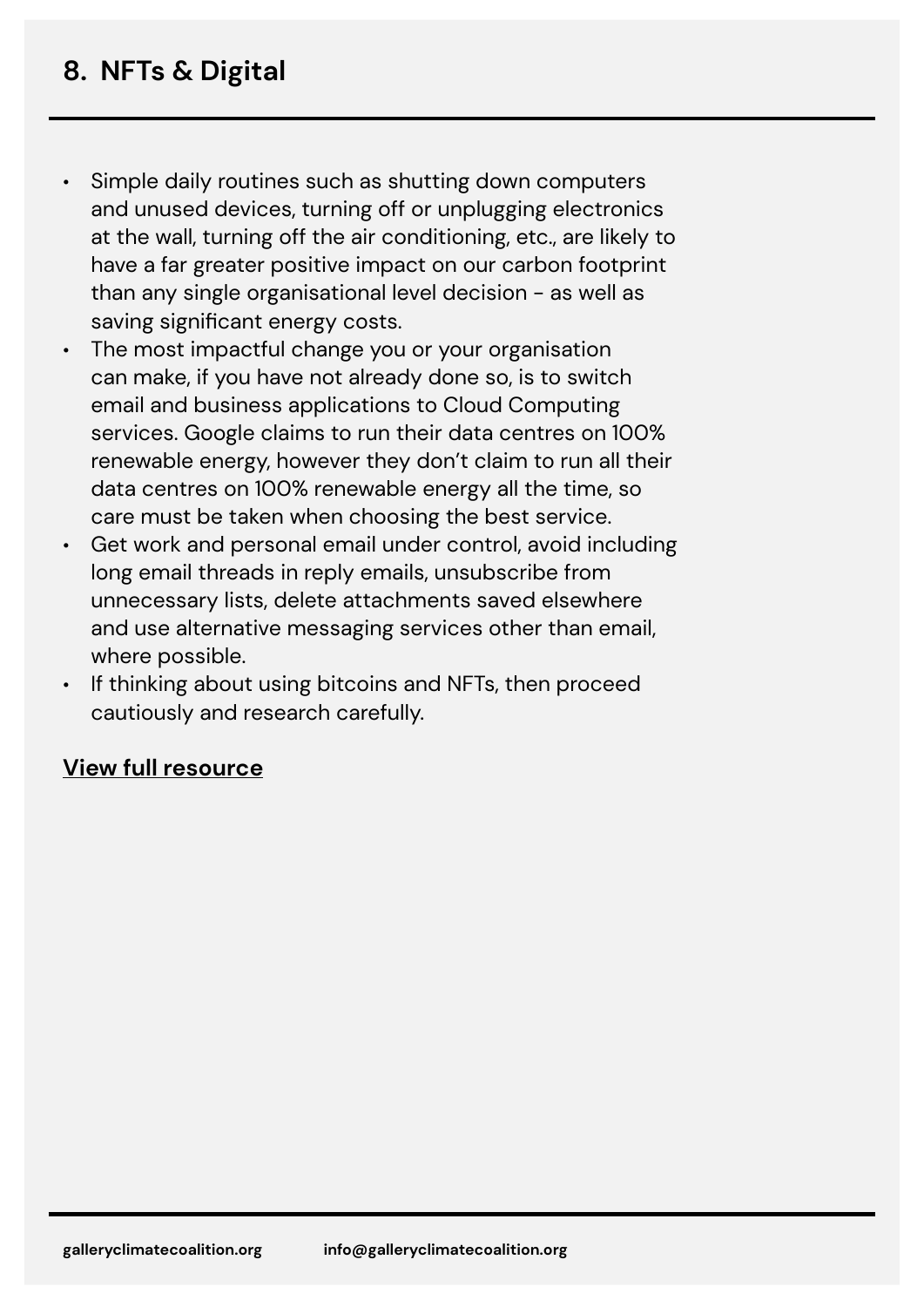## 8. NFTs & Digital

- Simple daily routines such as shutting down computers and unused devices, turning off or unplugging electronics at the wall, turning off the air conditioning, etc., are likely to have a far greater positive impact on our carbon footprint than any single organisational level decision - as well as saving significant energy costs.
- The most impactful change you or your organisation can make, if you have not already done so, is to switch email and business applications to Cloud Computing services. Google claims to run their data centres on 100% renewable energy, however they don't claim to run all their data centres on 100% renewable energy all the time, so care must be taken when choosing the best service.
- Get work and personal email under control, avoid including long email threads in reply emails, unsubscribe from unnecessary lists, delete attachments saved elsewhere and use alternative messaging services other than email, where possible.
- If thinking about using bitcoins and NFTs, then proceed cautiously and research carefully.

**View full resource**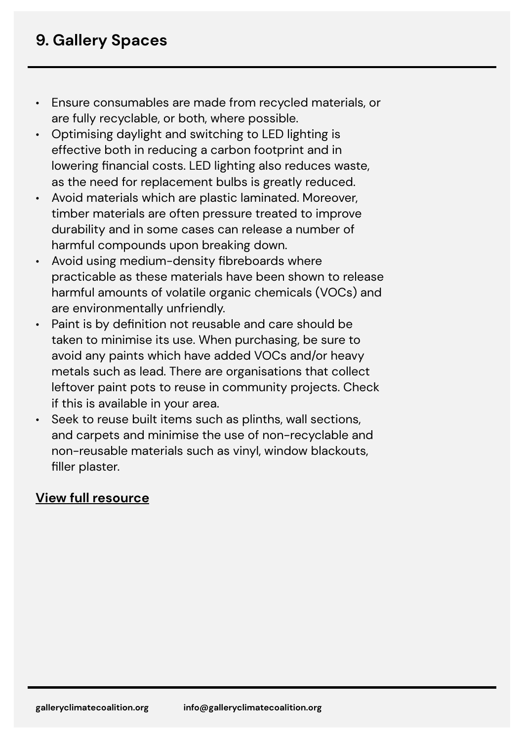## 9. Gallery Spaces

- Ensure consumables are made from recycled materials, or are fully recyclable, or both, where possible.
- Optimising daylight and switching to LED lighting is effective both in reducing a carbon footprint and in lowering financial costs. LED lighting also reduces waste, as the need for replacement bulbs is greatly reduced.
- Avoid materials which are plastic laminated. Moreover, timber materials are often pressure treated to improve durability and in some cases can release a number of harmful compounds upon breaking down.
- Avoid using medium-density fibreboards where practicable as these materials have been shown to release harmful amounts of volatile organic chemicals (VOCs) and are environmentally unfriendly.
- Paint is by definition not reusable and care should be taken to minimise its use. When purchasing, be sure to avoid any paints which have added VOCs and/or heavy metals such as lead. There are organisations that collect leftover paint pots to reuse in community projects. Check if this is available in your area.
- Seek to reuse built items such as plinths, wall sections, and carpets and minimise the use of non-recyclable and non-reusable materials such as vinyl, window blackouts, filler plaster.

**View full resource**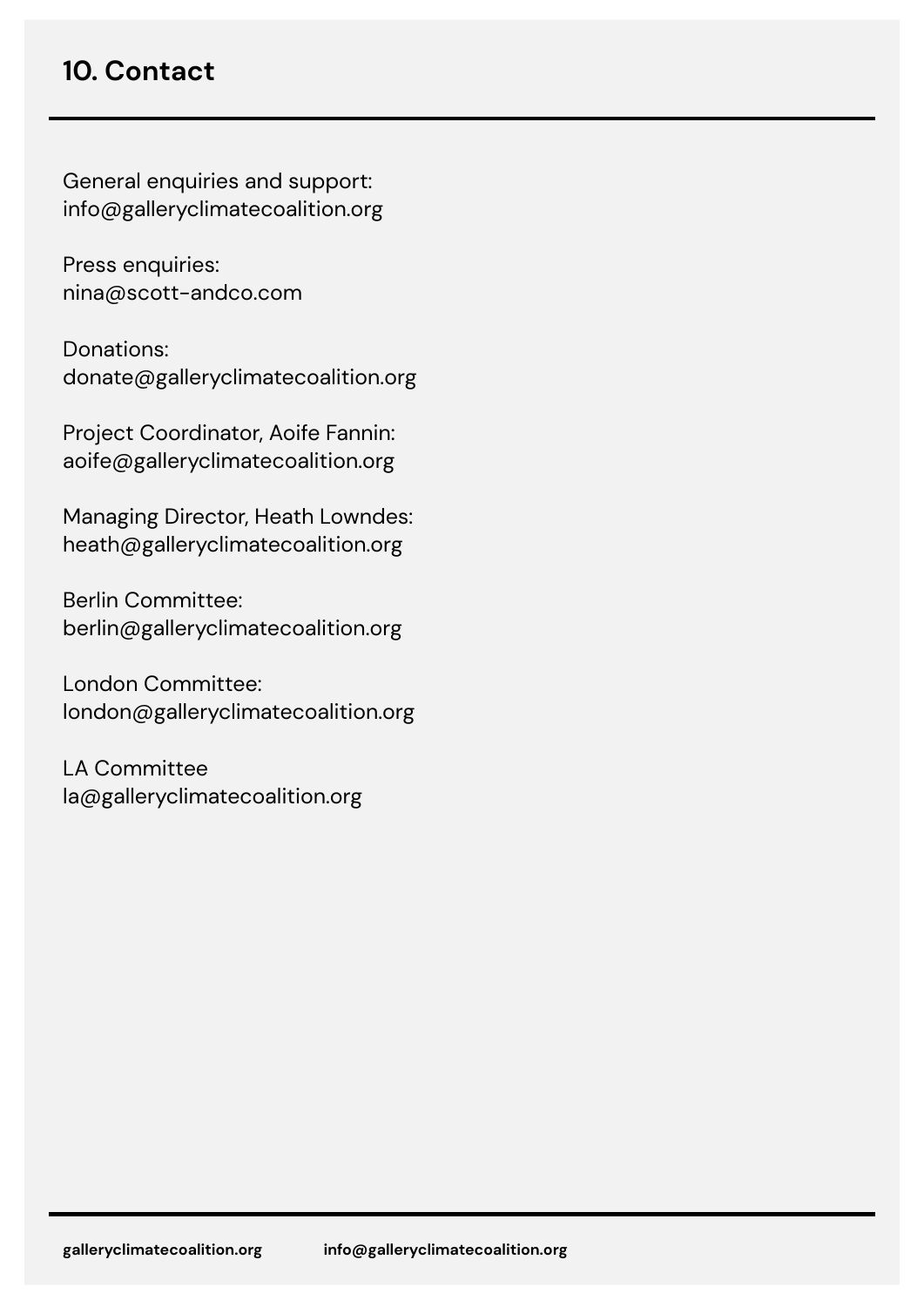## 10. Contact

General enquiries and support:
info@galleryclimatecoalition.org

Press enquiries:
nina@scott-andco.com

Donations:
donate@galleryclimatecoalition.org

Project Coordinator, Aoife Fannin:
aoife@galleryclimatecoalition.org

Managing Director, Heath Lowndes:
heath@galleryclimatecoalition.org

Berlin Committee:
berlin@galleryclimatecoalition.org

London Committee:
london@galleryclimatecoalition.org

LA Committee
la@galleryclimatecoalition.org